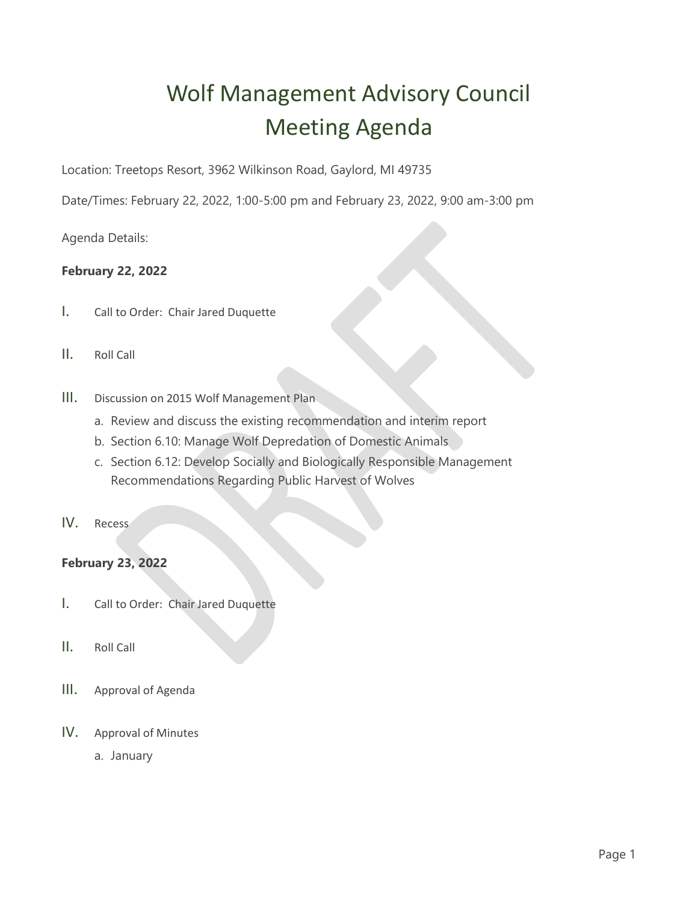# Wolf Management Advisory Council
# Meeting Agenda

Location: Treetops Resort, 3962 Wilkinson Road, Gaylord, MI 49735

Date/Times: February 22, 2022, 1:00-5:00 pm and February 23, 2022, 9:00 am-3:00 pm

Agenda Details:

**February 22, 2022**

I. Call to Order: Chair Jared Duquette

II. Roll Call

III. Discussion on 2015 Wolf Management Plan
   a. Review and discuss the existing recommendation and interim report
   b. Section 6.10: Manage Wolf Depredation of Domestic Animals
   c. Section 6.12: Develop Socially and Biologically Responsible Management Recommendations Regarding Public Harvest of Wolves

IV. Recess

**February 23, 2022**

I. Call to Order: Chair Jared Duquette

II. Roll Call

III. Approval of Agenda

IV. Approval of Minutes
   a. January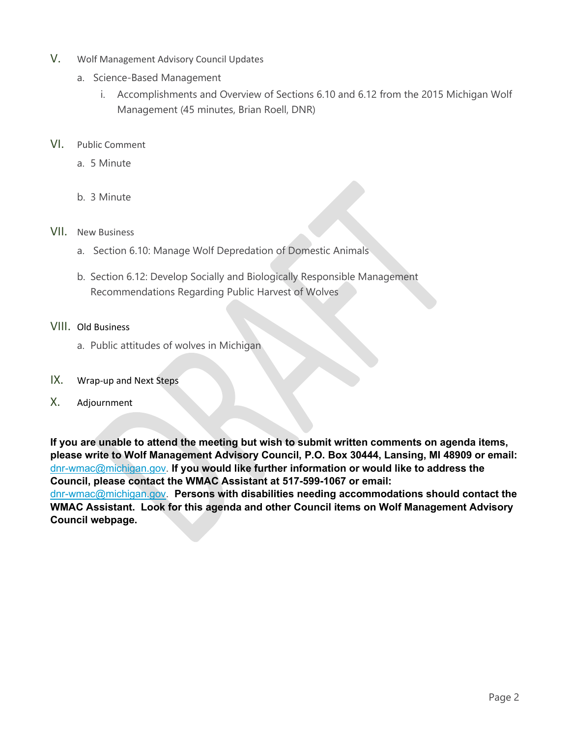V. Wolf Management Advisory Council Updates

   a. Science-Based Management

      i. Accomplishments and Overview of Sections 6.10 and 6.12 from the 2015 Michigan Wolf Management (45 minutes, Brian Roell, DNR)

VI. Public Comment

   a. 5 Minute

   b. 3 Minute

VII. New Business

   a. Section 6.10: Manage Wolf Depredation of Domestic Animals

   b. Section 6.12: Develop Socially and Biologically Responsible Management Recommendations Regarding Public Harvest of Wolves

VIII. Old Business

   a. Public attitudes of wolves in Michigan

IX. Wrap-up and Next Steps

X. Adjournment

**If you are unable to attend the meeting but wish to submit written comments on agenda items, please write to Wolf Management Advisory Council, P.O. Box 30444, Lansing, MI 48909 or email:** dnr-wmac@michigan.gov. **If you would like further information or would like to address the Council, please contact the WMAC Assistant at 517-599-1067 or email:** dnr-wmac@michigan.gov. **Persons with disabilities needing accommodations should contact the WMAC Assistant. Look for this agenda and other Council items on Wolf Management Advisory Council webpage.**